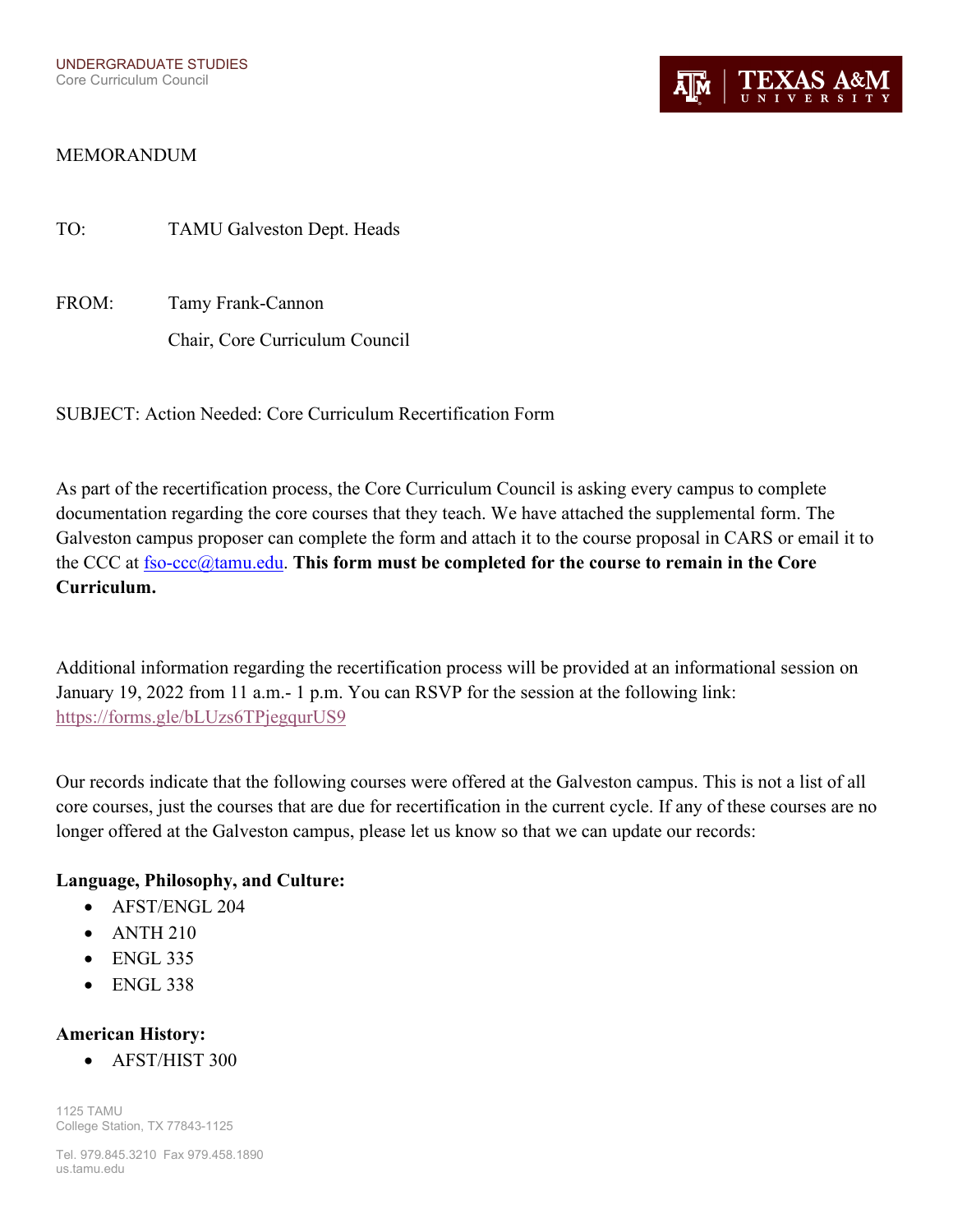UNDERGRADUATE STUDIES
Core Curriculum Council

TEXAS A&M UNIVERSITY

MEMORANDUM

TO: TAMU Galveston Dept. Heads

FROM: Tamy Frank-Cannon
Chair, Core Curriculum Council

SUBJECT: Action Needed: Core Curriculum Recertification Form

As part of the recertification process, the Core Curriculum Council is asking every campus to complete documentation regarding the core courses that they teach. We have attached the supplemental form. The Galveston campus proposer can complete the form and attach it to the course proposal in CARS or email it to the CCC at fso-ccc@tamu.edu. **This form must be completed for the course to remain in the Core Curriculum.**

Additional information regarding the recertification process will be provided at an informational session on January 19, 2022 from 11 a.m.- 1 p.m. You can RSVP for the session at the following link: https://forms.gle/bLUzs6TPjegqurUS9

Our records indicate that the following courses were offered at the Galveston campus. This is not a list of all core courses, just the courses that are due for recertification in the current cycle. If any of these courses are no longer offered at the Galveston campus, please let us know so that we can update our records:

**Language, Philosophy, and Culture:**

- AFST/ENGL 204
- ANTH 210
- ENGL 335
- ENGL 338

**American History:**

- AFST/HIST 300

1125 TAMU
College Station, TX 77843-1125

Tel. 979.845.3210 Fax 979.458.1890
us.tamu.edu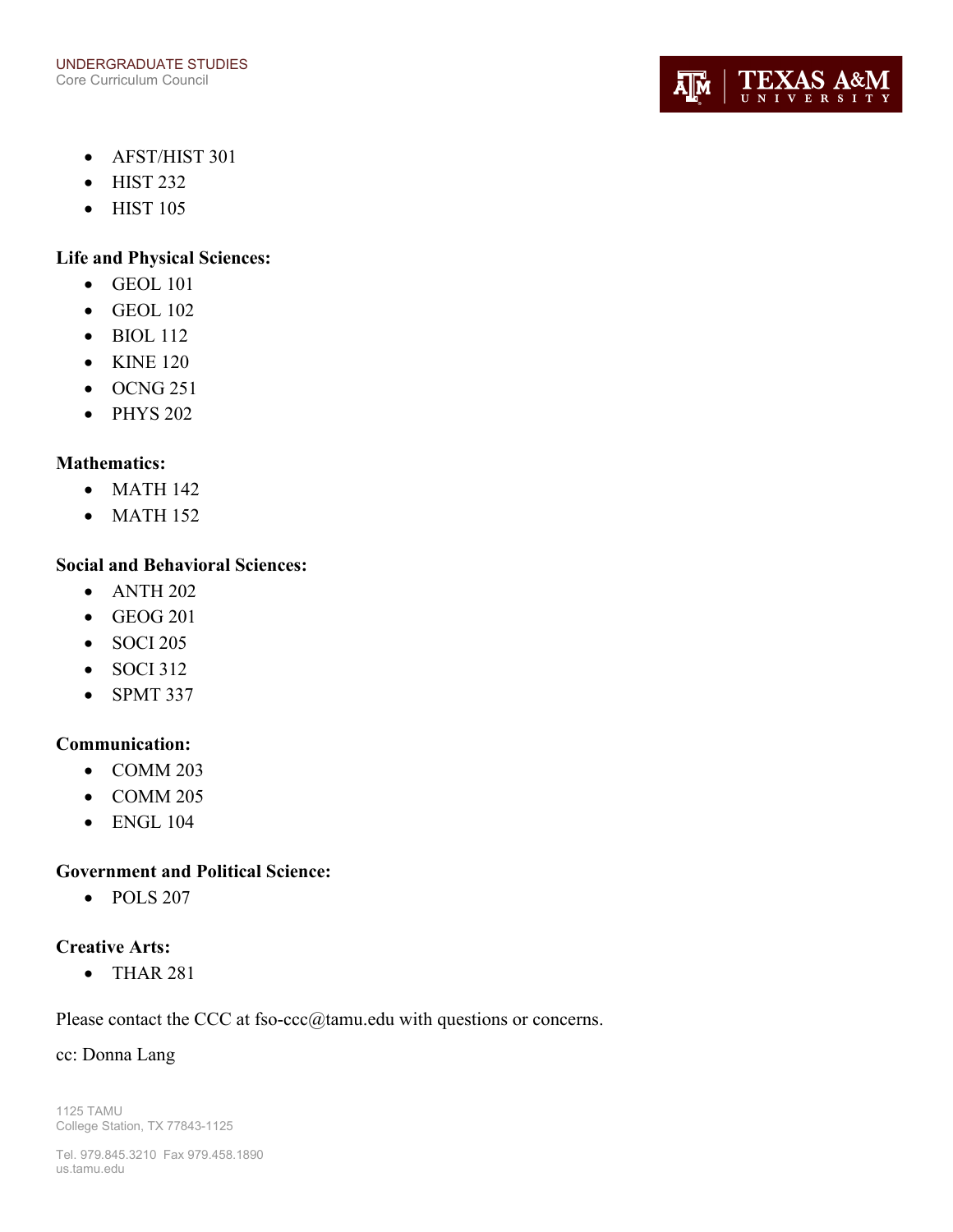- AFST/HIST 301
- HIST 232
- HIST 105

**Life and Physical Sciences:**

- GEOL 101
- GEOL 102
- BIOL 112
- KINE 120
- OCNG 251
- PHYS 202

**Mathematics:**

- MATH 142
- MATH 152

**Social and Behavioral Sciences:**

- ANTH 202
- GEOG 201
- SOCI 205
- SOCI 312
- SPMT 337

**Communication:**

- COMM 203
- COMM 205
- ENGL 104

**Government and Political Science:**

- POLS 207

**Creative Arts:**

- THAR 281

Please contact the CCC at fso-ccc@tamu.edu with questions or concerns.

cc: Donna Lang